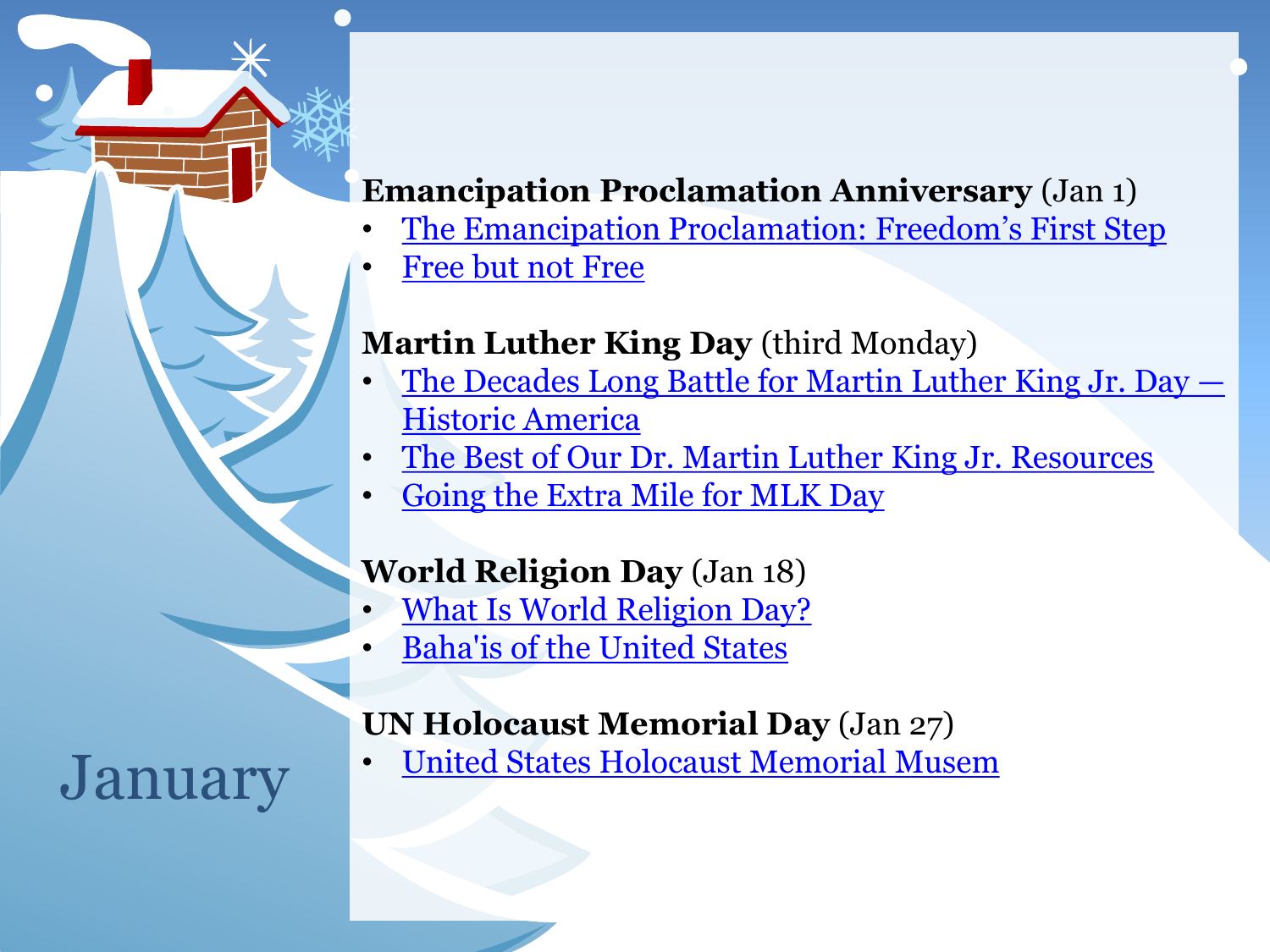# January

**Emancipation Proclamation Anniversary** (Jan 1)

- The Emancipation Proclamation: Freedom's First Step
- Free but not Free

**Martin Luther King Day** (third Monday)

- The Decades Long Battle for Martin Luther King Jr. Day — Historic America
- The Best of Our Dr. Martin Luther King Jr. Resources
- Going the Extra Mile for MLK Day

**World Religion Day** (Jan 18)

- What Is World Religion Day?
- Baha'is of the United States

**UN Holocaust Memorial Day** (Jan 27)

- United States Holocaust Memorial Musem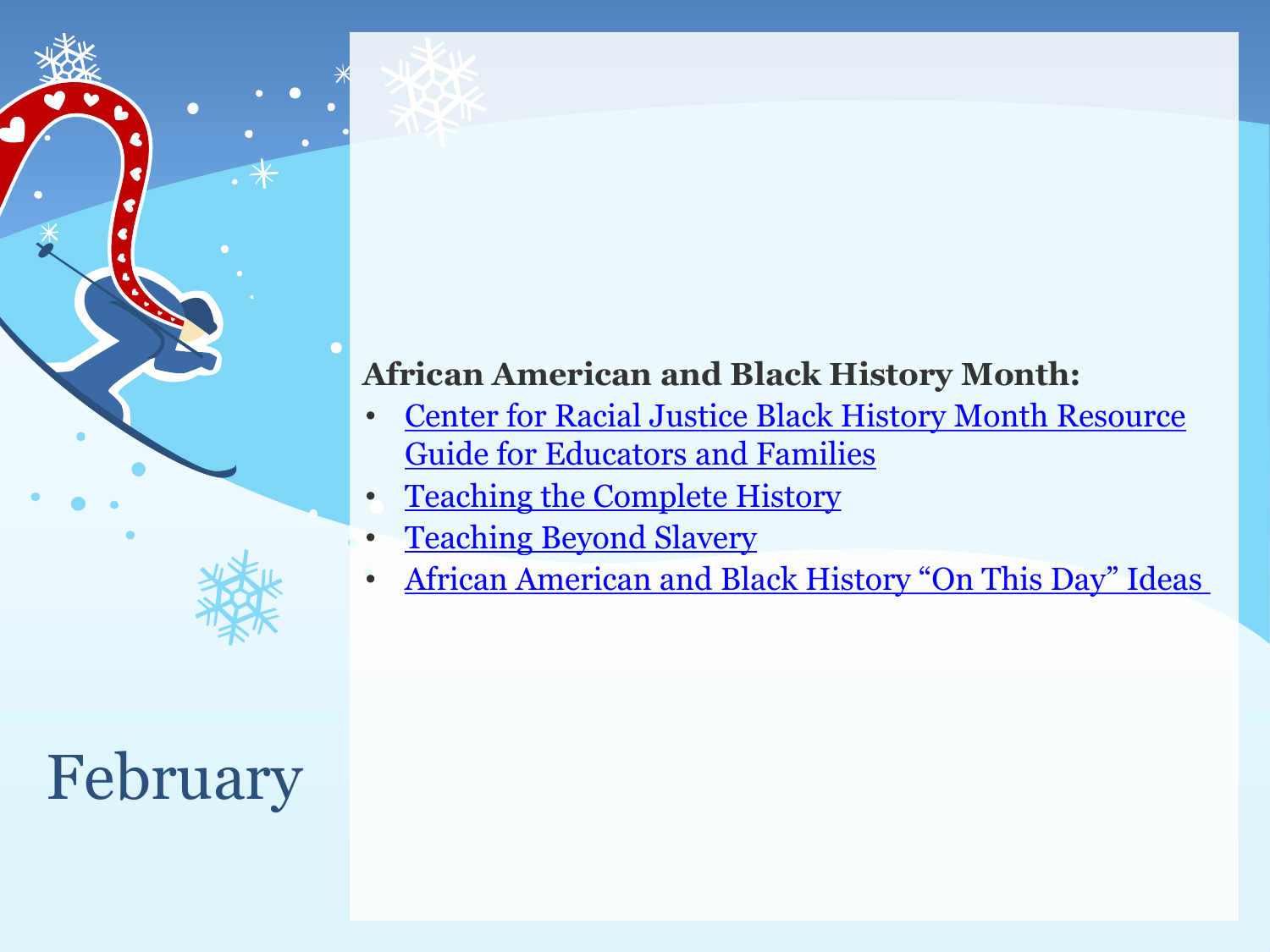# February

**African American and Black History Month:**

- Center for Racial Justice Black History Month Resource Guide for Educators and Families
- Teaching the Complete History
- Teaching Beyond Slavery
- African American and Black History "On This Day" Ideas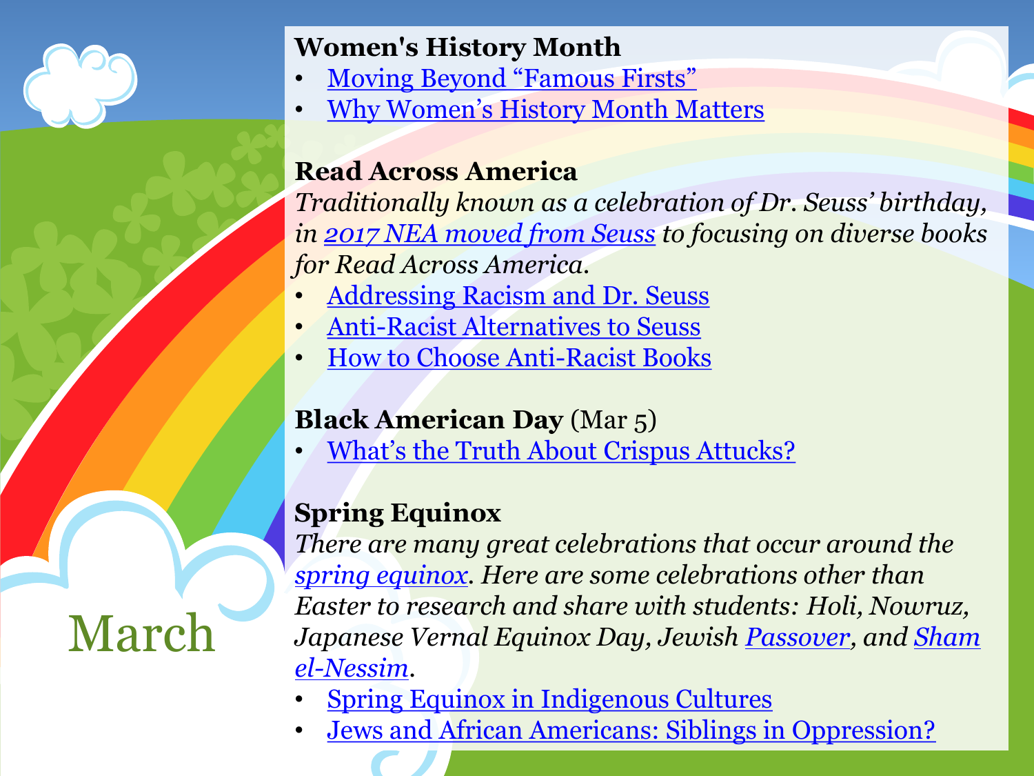# March

## Women's History Month

- Moving Beyond "Famous Firsts"
- Why Women's History Month Matters

## Read Across America

*Traditionally known as a celebration of Dr. Seuss' birthday, in 2017 NEA moved from Seuss to focusing on diverse books for Read Across America.*

- Addressing Racism and Dr. Seuss
- Anti-Racist Alternatives to Seuss
- How to Choose Anti-Racist Books

## Black American Day (Mar 5)

- What's the Truth About Crispus Attucks?

## Spring Equinox

*There are many great celebrations that occur around the spring equinox. Here are some celebrations other than Easter to research and share with students: Holi, Nowruz, Japanese Vernal Equinox Day, Jewish Passover, and Sham el-Nessim.*

- Spring Equinox in Indigenous Cultures
- Jews and African Americans: Siblings in Oppression?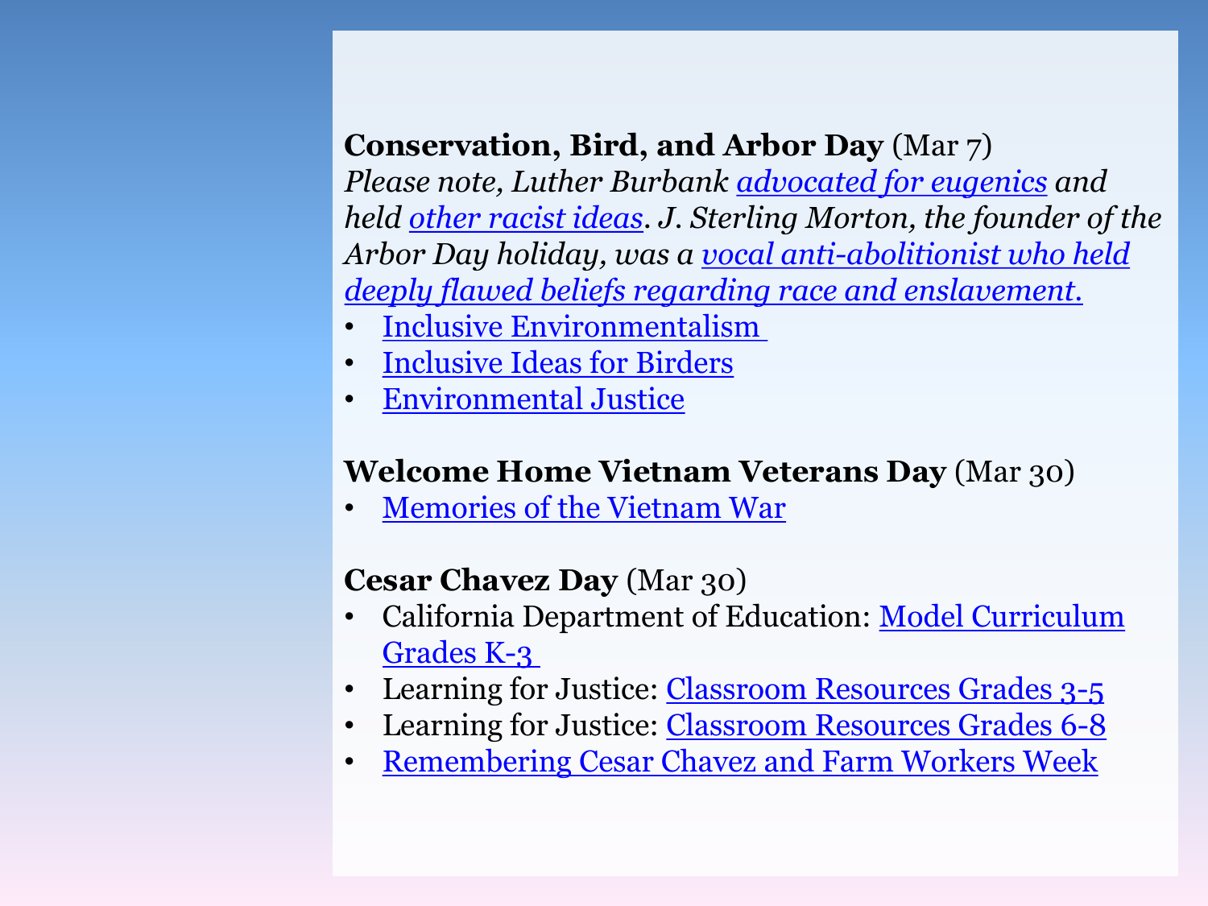**Conservation, Bird, and Arbor Day** (Mar 7)

*Please note, Luther Burbank advocated for eugenics and held other racist ideas. J. Sterling Morton, the founder of the Arbor Day holiday, was a vocal anti-abolitionist who held deeply flawed beliefs regarding race and enslavement.*

- Inclusive Environmentalism
- Inclusive Ideas for Birders
- Environmental Justice

**Welcome Home Vietnam Veterans Day** (Mar 30)

- Memories of the Vietnam War

**Cesar Chavez Day** (Mar 30)

- California Department of Education: Model Curriculum Grades K-3
- Learning for Justice: Classroom Resources Grades 3-5
- Learning for Justice: Classroom Resources Grades 6-8
- Remembering Cesar Chavez and Farm Workers Week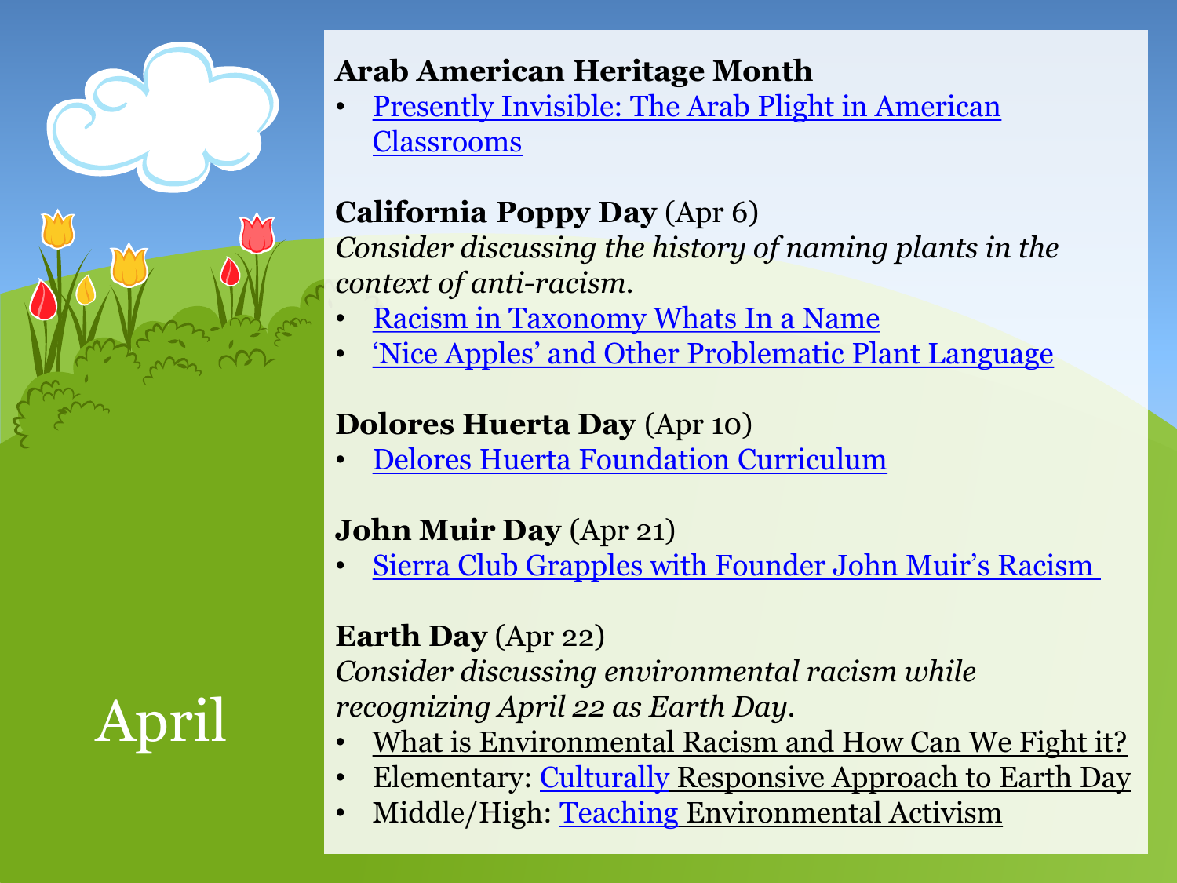# April

**Arab American Heritage Month**

- Presently Invisible: The Arab Plight in American Classrooms

**California Poppy Day** (Apr 6)

*Consider discussing the history of naming plants in the context of anti-racism.*

- Racism in Taxonomy Whats In a Name
- 'Nice Apples' and Other Problematic Plant Language

**Dolores Huerta Day** (Apr 10)

- Delores Huerta Foundation Curriculum

**John Muir Day** (Apr 21)

- Sierra Club Grapples with Founder John Muir's Racism

**Earth Day** (Apr 22)

*Consider discussing environmental racism while recognizing April 22 as Earth Day.*

- What is Environmental Racism and How Can We Fight it?
- Elementary: Culturally Responsive Approach to Earth Day
- Middle/High: Teaching Environmental Activism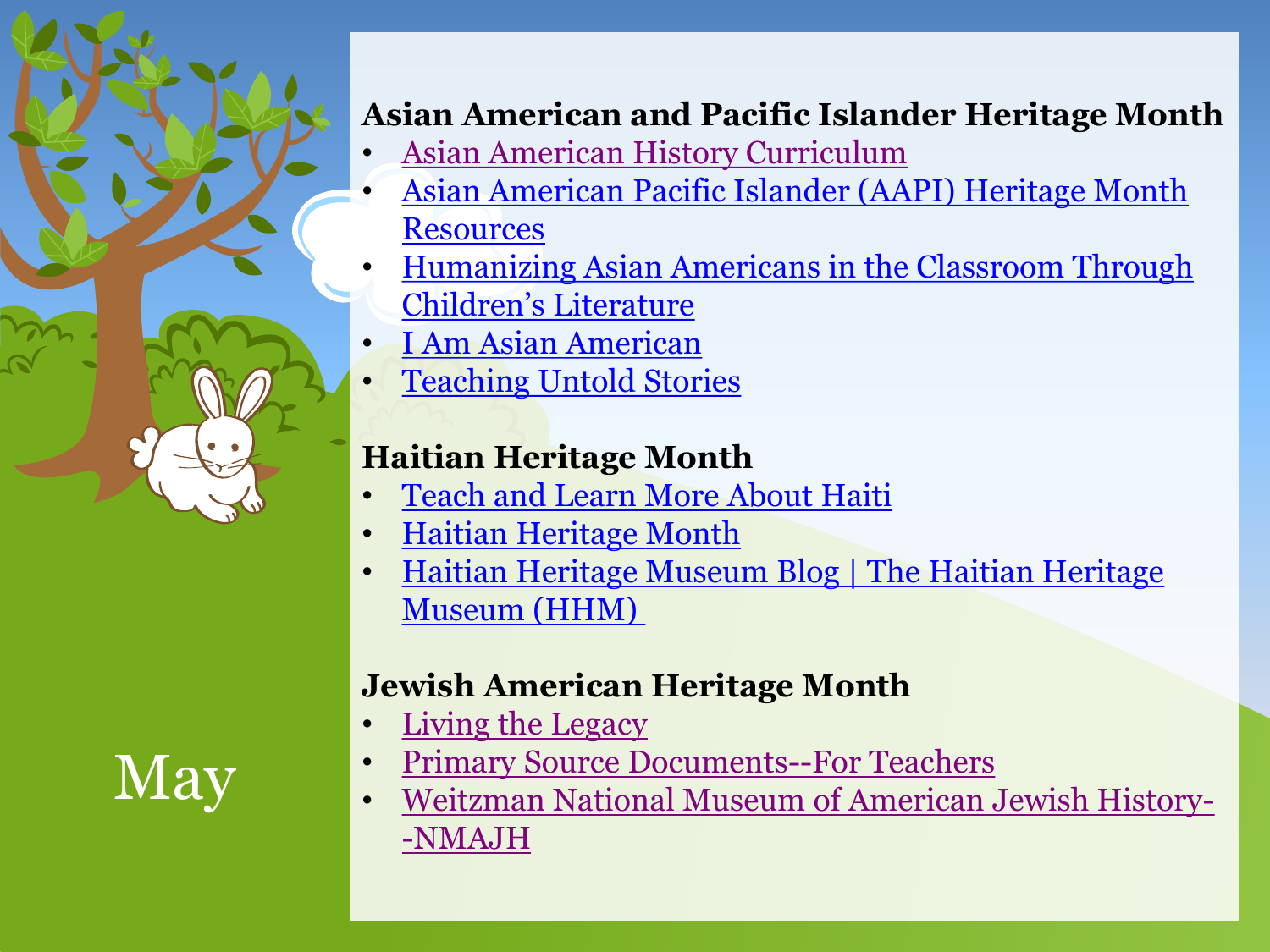May

**Asian American and Pacific Islander Heritage Month**

- Asian American History Curriculum
- Asian American Pacific Islander (AAPI) Heritage Month Resources
- Humanizing Asian Americans in the Classroom Through Children's Literature
- I Am Asian American
- Teaching Untold Stories

**Haitian Heritage Month**

- Teach and Learn More About Haiti
- Haitian Heritage Month
- Haitian Heritage Museum Blog | The Haitian Heritage Museum (HHM)

**Jewish American Heritage Month**

- Living the Legacy
- Primary Source Documents--For Teachers
- Weitzman National Museum of American Jewish History--NMAJH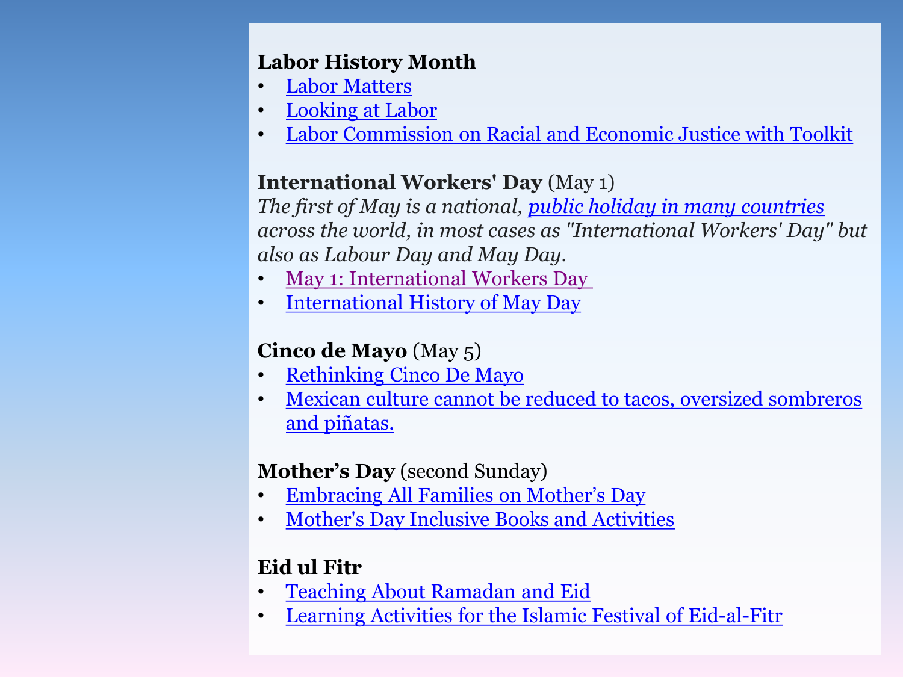**Labor History Month**

- Labor Matters
- Looking at Labor
- Labor Commission on Racial and Economic Justice with Toolkit

**International Workers' Day** (May 1)

*The first of May is a national, public holiday in many countries across the world, in most cases as "International Workers' Day" but also as Labour Day and May Day.*

- May 1: International Workers Day
- International History of May Day

**Cinco de Mayo** (May 5)

- Rethinking Cinco De Mayo
- Mexican culture cannot be reduced to tacos, oversized sombreros and piñatas.

**Mother's Day** (second Sunday)

- Embracing All Families on Mother's Day
- Mother's Day Inclusive Books and Activities

**Eid ul Fitr**

- Teaching About Ramadan and Eid
- Learning Activities for the Islamic Festival of Eid-al-Fitr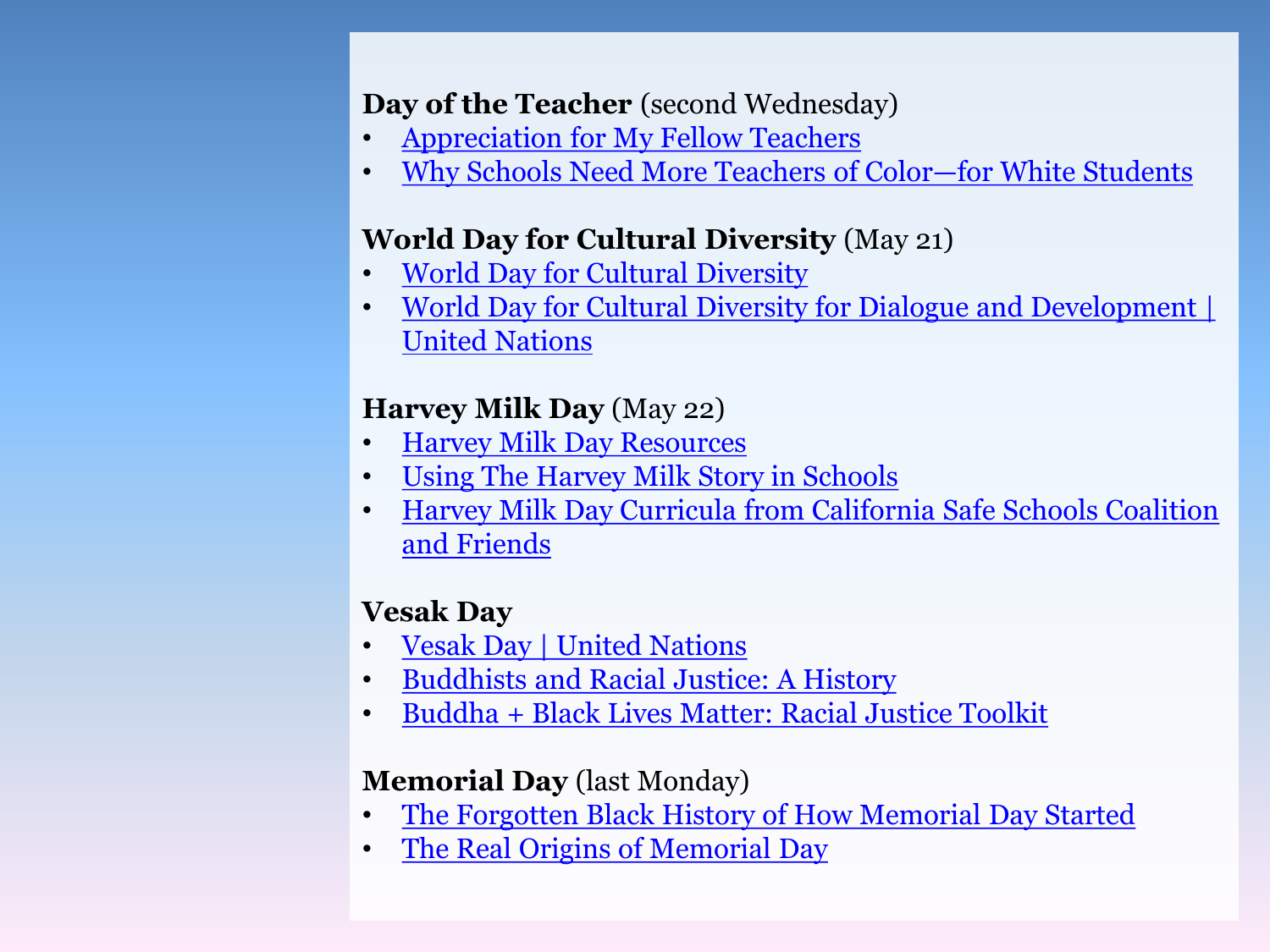**Day of the Teacher** (second Wednesday)

- Appreciation for My Fellow Teachers
- Why Schools Need More Teachers of Color—for White Students

**World Day for Cultural Diversity** (May 21)

- World Day for Cultural Diversity
- World Day for Cultural Diversity for Dialogue and Development | United Nations

**Harvey Milk Day** (May 22)

- Harvey Milk Day Resources
- Using The Harvey Milk Story in Schools
- Harvey Milk Day Curricula from California Safe Schools Coalition and Friends

**Vesak Day**

- Vesak Day | United Nations
- Buddhists and Racial Justice: A History
- Buddha + Black Lives Matter: Racial Justice Toolkit

**Memorial Day** (last Monday)

- The Forgotten Black History of How Memorial Day Started
- The Real Origins of Memorial Day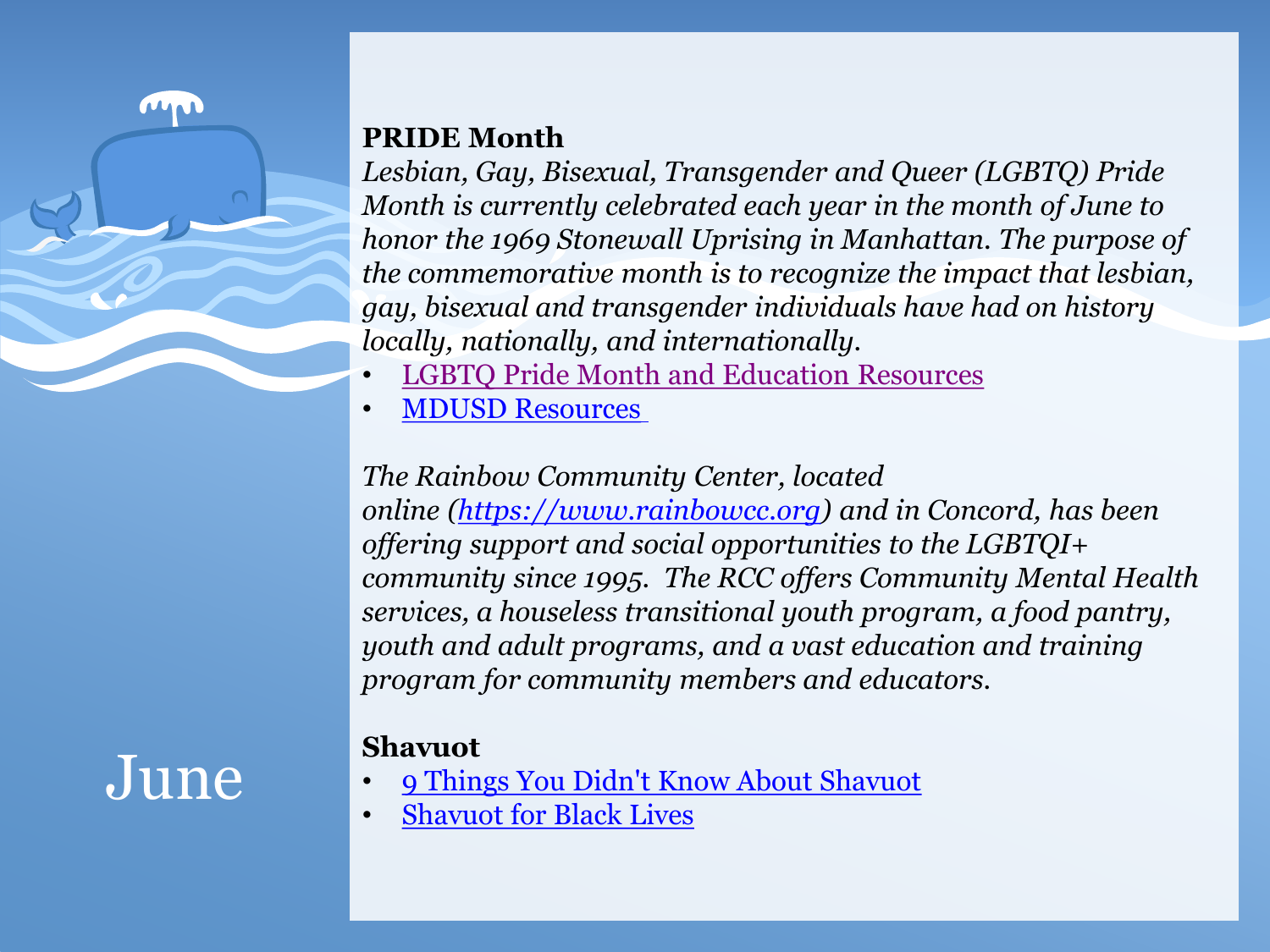# June

**PRIDE Month**

*Lesbian, Gay, Bisexual, Transgender and Queer (LGBTQ) Pride Month is currently celebrated each year in the month of June to honor the 1969 Stonewall Uprising in Manhattan. The purpose of the commemorative month is to recognize the impact that lesbian, gay, bisexual and transgender individuals have had on history locally, nationally, and internationally.*

- LGBTQ Pride Month and Education Resources
- MDUSD Resources

*The Rainbow Community Center, located online (https://www.rainbowcc.org) and in Concord, has been offering support and social opportunities to the LGBTQI+ community since 1995. The RCC offers Community Mental Health services, a houseless transitional youth program, a food pantry, youth and adult programs, and a vast education and training program for community members and educators.*

**Shavuot**

- 9 Things You Didn't Know About Shavuot
- Shavuot for Black Lives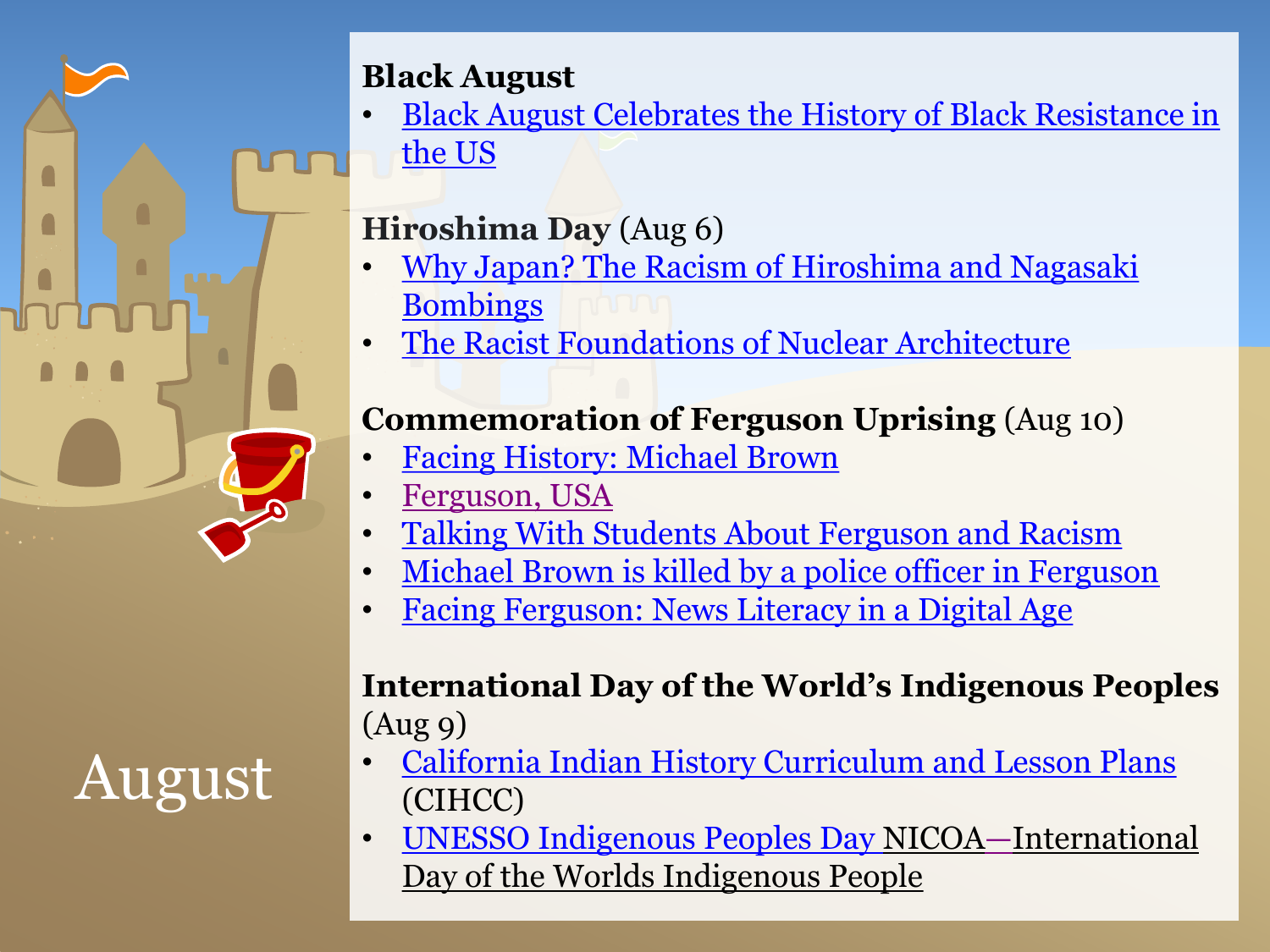# August

**Black August**

- Black August Celebrates the History of Black Resistance in the US

**Hiroshima Day** (Aug 6)

- Why Japan? The Racism of Hiroshima and Nagasaki Bombings
- The Racist Foundations of Nuclear Architecture

**Commemoration of Ferguson Uprising** (Aug 10)

- Facing History: Michael Brown
- Ferguson, USA
- Talking With Students About Ferguson and Racism
- Michael Brown is killed by a police officer in Ferguson
- Facing Ferguson: News Literacy in a Digital Age

**International Day of the World's Indigenous Peoples** (Aug 9)

- California Indian History Curriculum and Lesson Plans (CIHCC)
- UNESSO Indigenous Peoples Day NICOA—International Day of the Worlds Indigenous People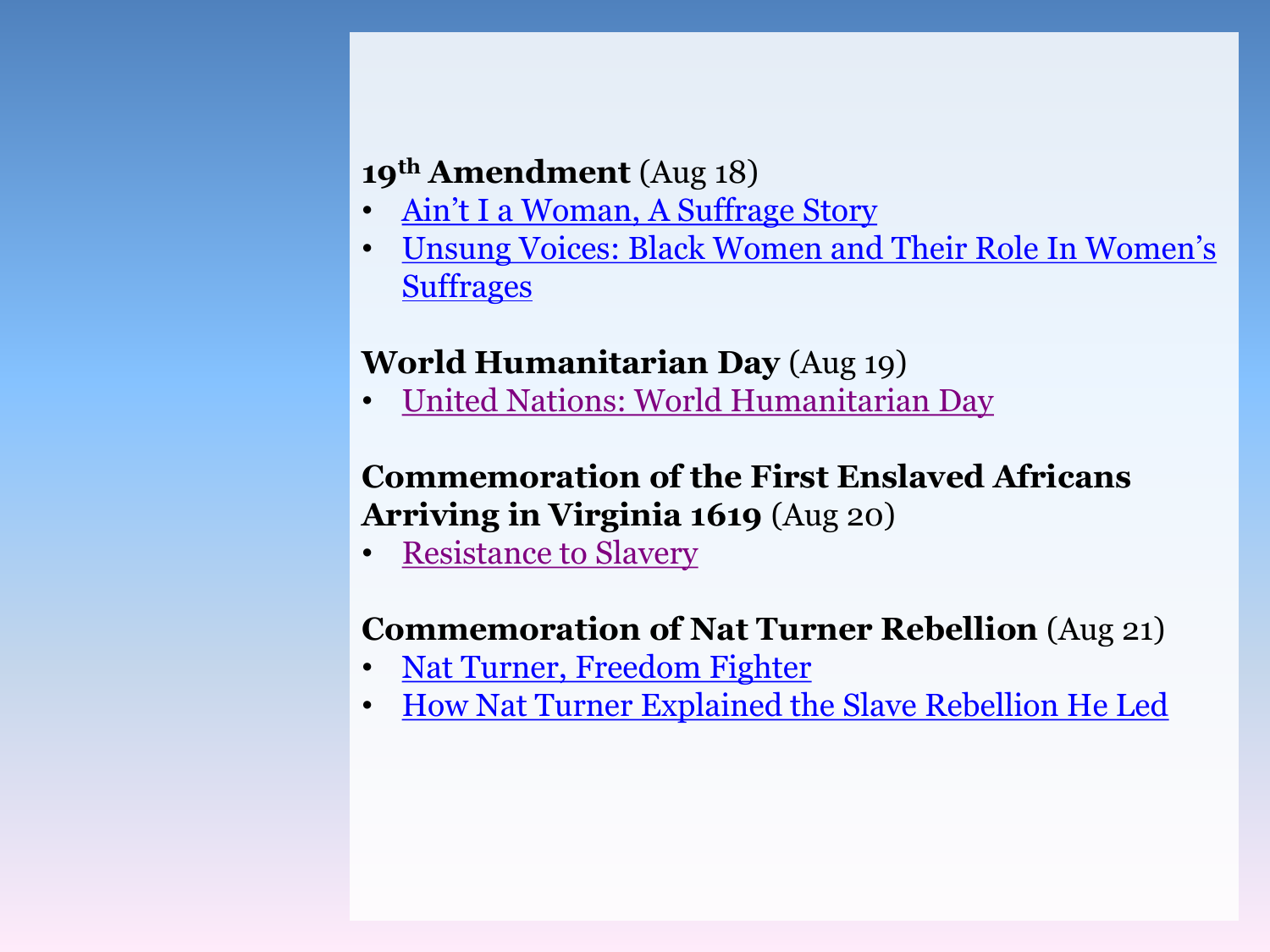**19th Amendment** (Aug 18)

- Ain't I a Woman, A Suffrage Story
- Unsung Voices: Black Women and Their Role In Women's Suffrages

**World Humanitarian Day** (Aug 19)

- United Nations: World Humanitarian Day

**Commemoration of the First Enslaved Africans Arriving in Virginia 1619** (Aug 20)

- Resistance to Slavery

**Commemoration of Nat Turner Rebellion** (Aug 21)

- Nat Turner, Freedom Fighter
- How Nat Turner Explained the Slave Rebellion He Led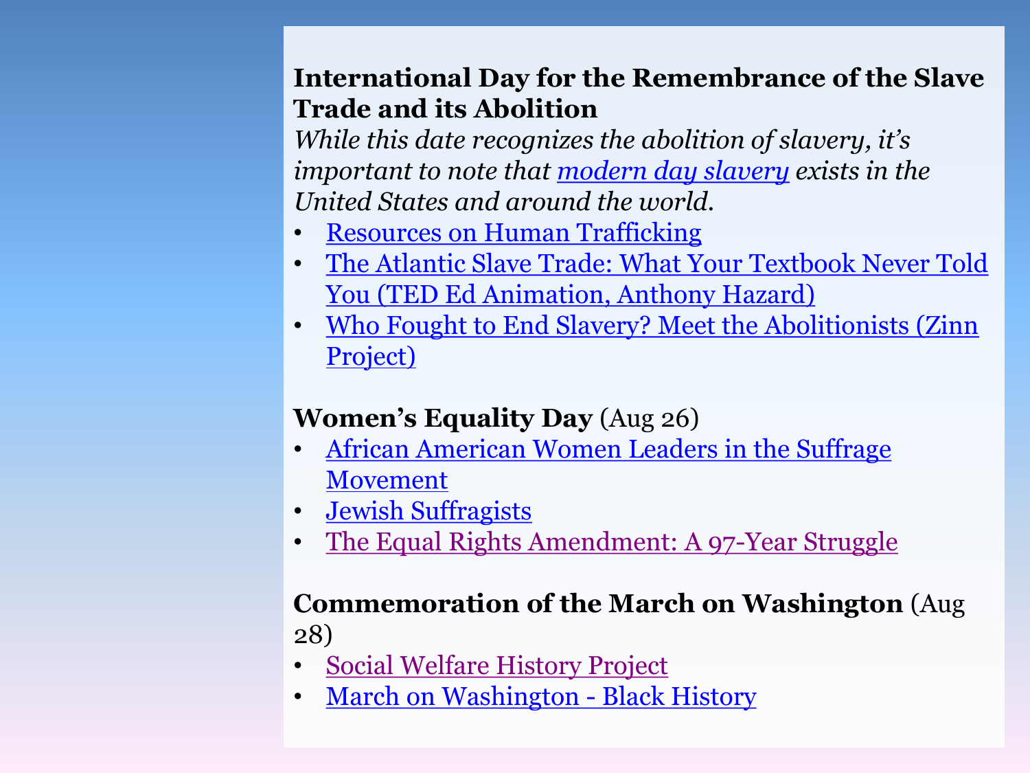**International Day for the Remembrance of the Slave Trade and its Abolition**

*While this date recognizes the abolition of slavery, it's important to note that modern day slavery exists in the United States and around the world.*

- Resources on Human Trafficking
- The Atlantic Slave Trade: What Your Textbook Never Told You (TED Ed Animation, Anthony Hazard)
- Who Fought to End Slavery? Meet the Abolitionists (Zinn Project)

**Women's Equality Day** (Aug 26)

- African American Women Leaders in the Suffrage Movement
- Jewish Suffragists
- The Equal Rights Amendment: A 97-Year Struggle

**Commemoration of the March on Washington** (Aug 28)

- Social Welfare History Project
- March on Washington - Black History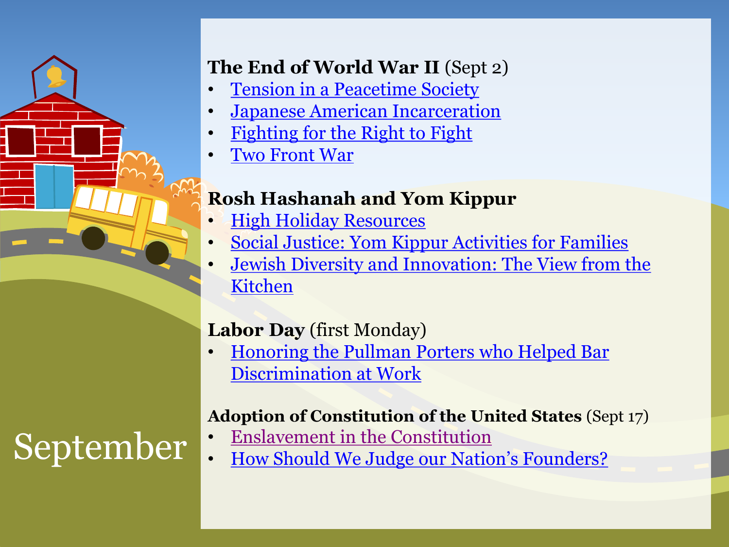# September

**The End of World War II** (Sept 2)

- Tension in a Peacetime Society
- Japanese American Incarceration
- Fighting for the Right to Fight
- Two Front War

**Rosh Hashanah and Yom Kippur**

- High Holiday Resources
- Social Justice: Yom Kippur Activities for Families
- Jewish Diversity and Innovation: The View from the Kitchen

**Labor Day** (first Monday)

- Honoring the Pullman Porters who Helped Bar Discrimination at Work

**Adoption of Constitution of the United States** (Sept 17)

- Enslavement in the Constitution
- How Should We Judge our Nation's Founders?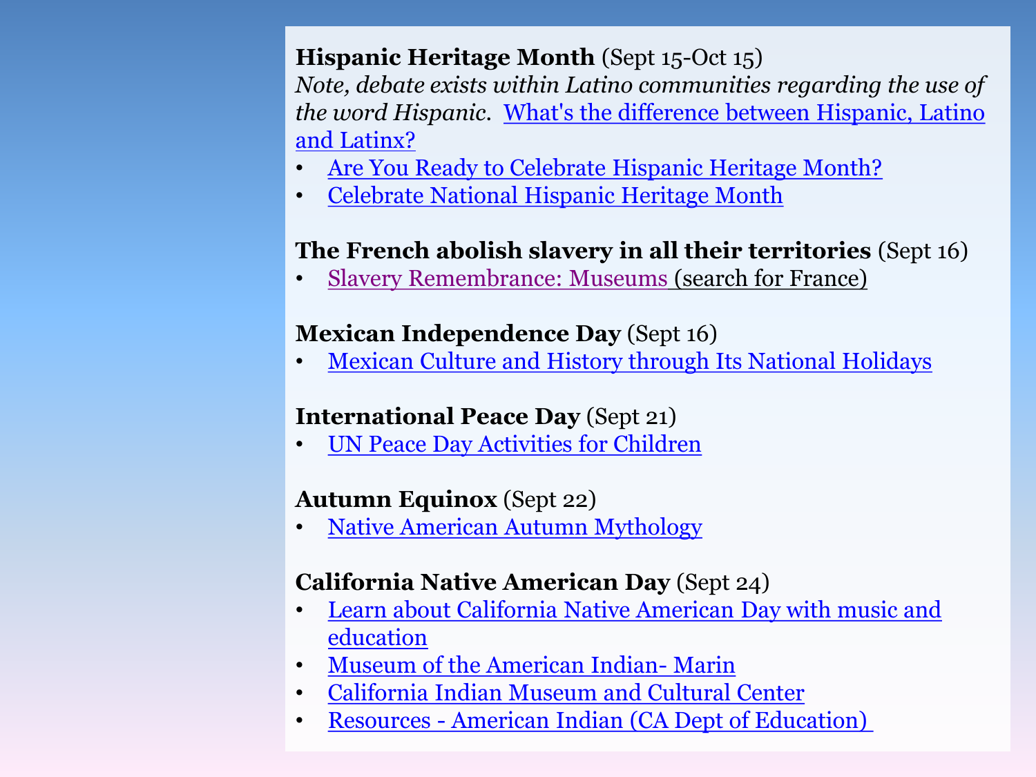**Hispanic Heritage Month** (Sept 15-Oct 15)

*Note, debate exists within Latino communities regarding the use of the word Hispanic.* What's the difference between Hispanic, Latino and Latinx?

- Are You Ready to Celebrate Hispanic Heritage Month?
- Celebrate National Hispanic Heritage Month

**The French abolish slavery in all their territories** (Sept 16)

- Slavery Remembrance: Museums (search for France)

**Mexican Independence Day** (Sept 16)

- Mexican Culture and History through Its National Holidays

**International Peace Day** (Sept 21)

- UN Peace Day Activities for Children

**Autumn Equinox** (Sept 22)

- Native American Autumn Mythology

**California Native American Day** (Sept 24)

- Learn about California Native American Day with music and education
- Museum of the American Indian- Marin
- California Indian Museum and Cultural Center
- Resources - American Indian (CA Dept of Education)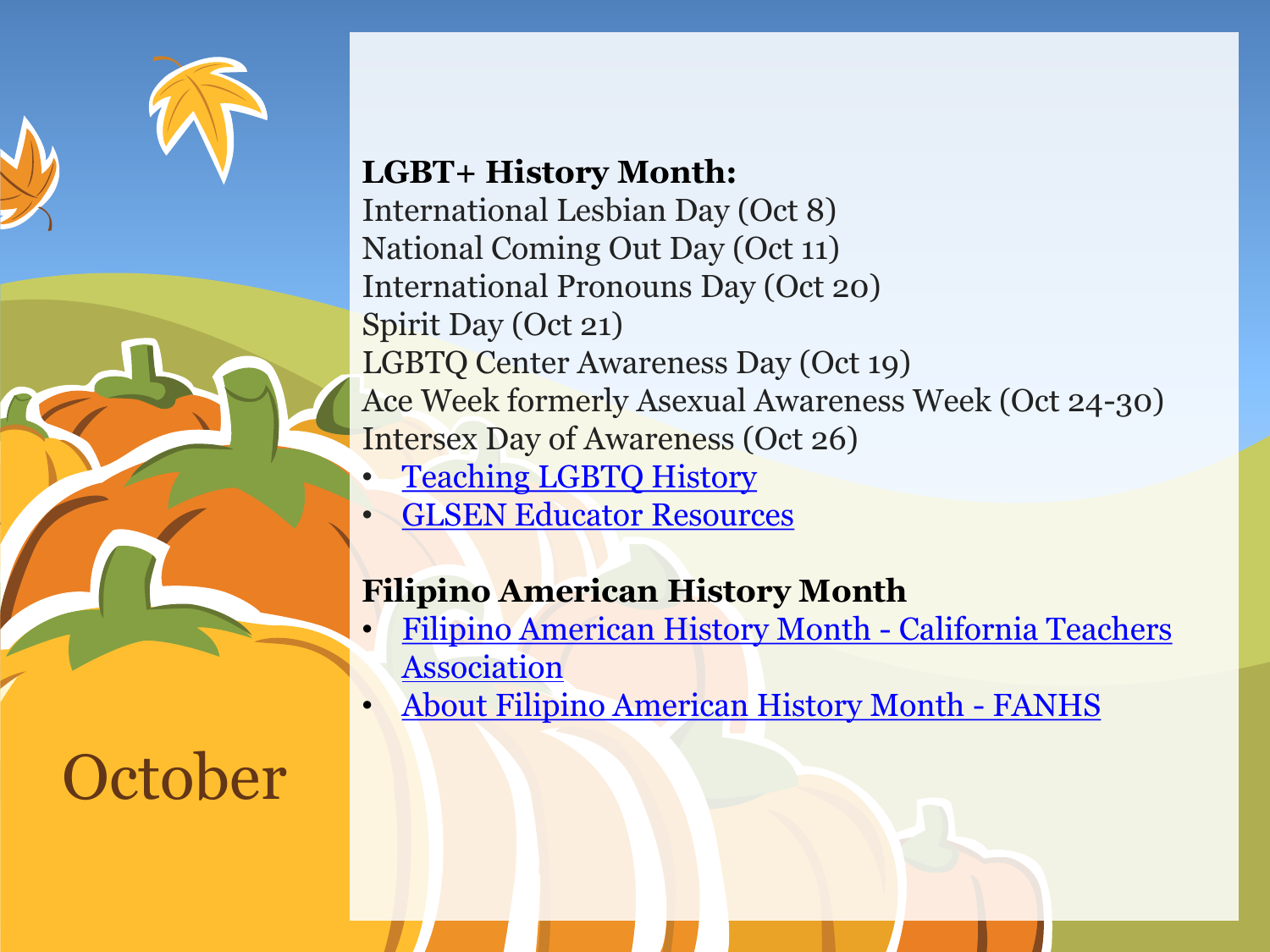# October

**LGBT+ History Month:**

International Lesbian Day (Oct 8)
National Coming Out Day (Oct 11)
International Pronouns Day (Oct 20)
Spirit Day (Oct 21)
LGBTQ Center Awareness Day (Oct 19)
Ace Week formerly Asexual Awareness Week (Oct 24-30)
Intersex Day of Awareness (Oct 26)

- Teaching LGBTQ History
- GLSEN Educator Resources

**Filipino American History Month**

- Filipino American History Month - California Teachers Association
- About Filipino American History Month - FANHS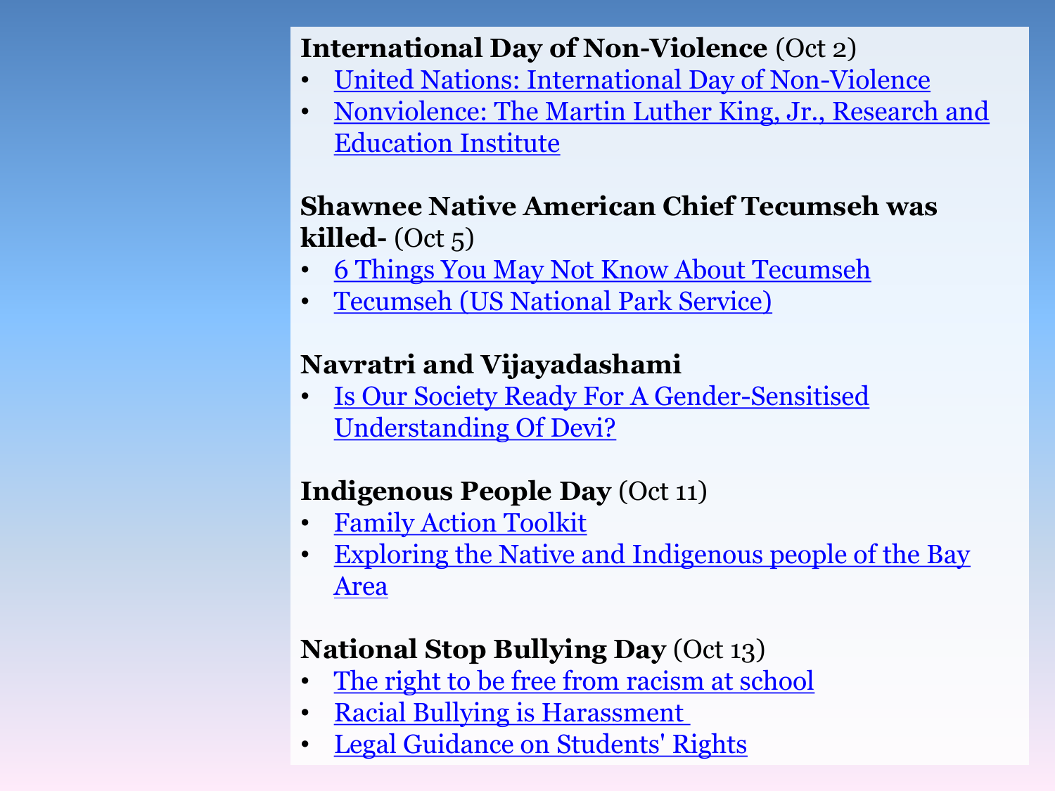**International Day of Non-Violence** (Oct 2)

- United Nations: International Day of Non-Violence
- Nonviolence: The Martin Luther King, Jr., Research and Education Institute

**Shawnee Native American Chief Tecumseh was killed-** (Oct 5)

- 6 Things You May Not Know About Tecumseh
- Tecumseh (US National Park Service)

**Navratri and Vijayadashami**

- Is Our Society Ready For A Gender-Sensitised Understanding Of Devi?

**Indigenous People Day** (Oct 11)

- Family Action Toolkit
- Exploring the Native and Indigenous people of the Bay Area

**National Stop Bullying Day** (Oct 13)

- The right to be free from racism at school
- Racial Bullying is Harassment
- Legal Guidance on Students' Rights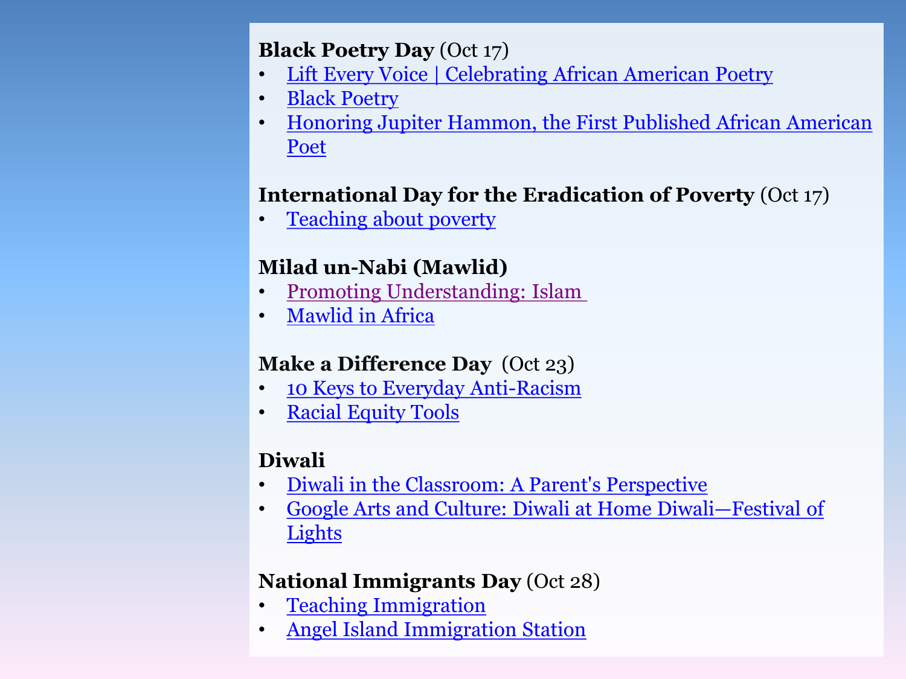**Black Poetry Day** (Oct 17)

- Lift Every Voice | Celebrating African American Poetry
- Black Poetry
- Honoring Jupiter Hammon, the First Published African American Poet

**International Day for the Eradication of Poverty** (Oct 17)

- Teaching about poverty

**Milad un-Nabi (Mawlid)**

- Promoting Understanding: Islam
- Mawlid in Africa

**Make a Difference Day** (Oct 23)

- 10 Keys to Everyday Anti-Racism
- Racial Equity Tools

**Diwali**

- Diwali in the Classroom: A Parent's Perspective
- Google Arts and Culture: Diwali at Home Diwali—Festival of Lights

**National Immigrants Day** (Oct 28)

- Teaching Immigration
- Angel Island Immigration Station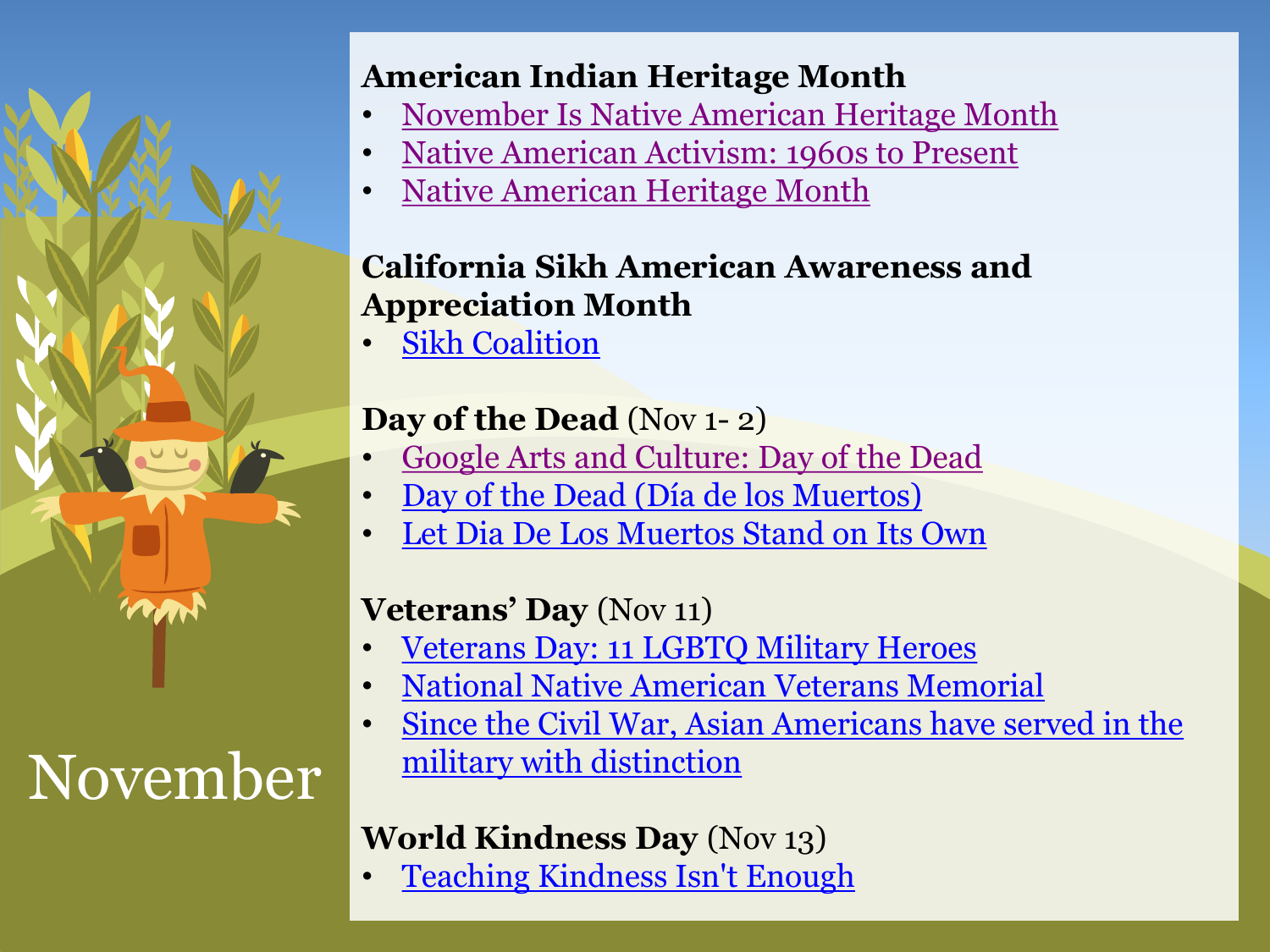# November

**American Indian Heritage Month**

- November Is Native American Heritage Month
- Native American Activism: 1960s to Present
- Native American Heritage Month

**California Sikh American Awareness and Appreciation Month**

- Sikh Coalition

**Day of the Dead** (Nov 1- 2)

- Google Arts and Culture: Day of the Dead
- Day of the Dead (Día de los Muertos)
- Let Dia De Los Muertos Stand on Its Own

**Veterans' Day** (Nov 11)

- Veterans Day: 11 LGBTQ Military Heroes
- National Native American Veterans Memorial
- Since the Civil War, Asian Americans have served in the military with distinction

**World Kindness Day** (Nov 13)

- Teaching Kindness Isn't Enough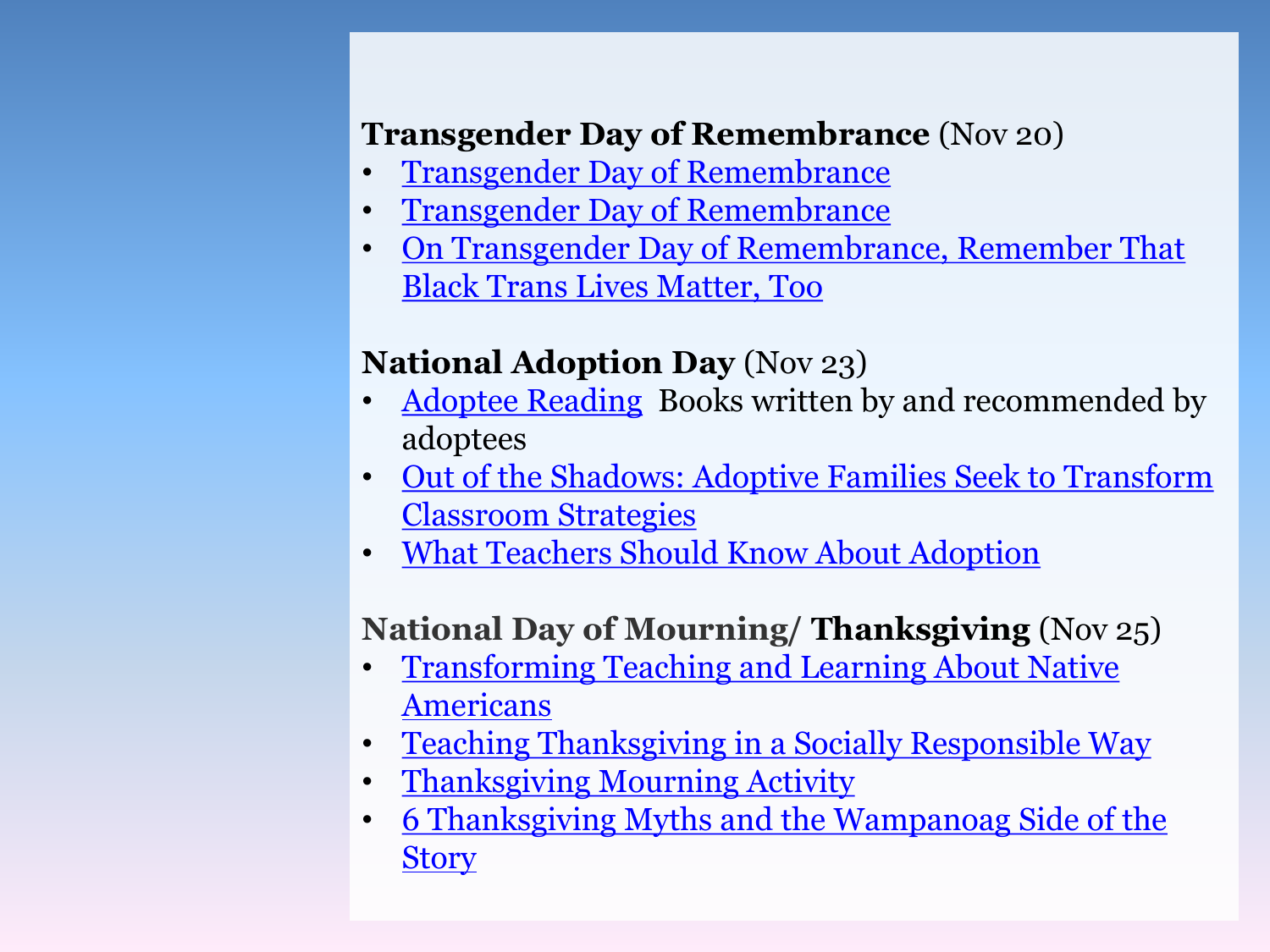**Transgender Day of Remembrance** (Nov 20)

- Transgender Day of Remembrance
- Transgender Day of Remembrance
- On Transgender Day of Remembrance, Remember That Black Trans Lives Matter, Too

**National Adoption Day** (Nov 23)

- Adoptee Reading Books written by and recommended by adoptees
- Out of the Shadows: Adoptive Families Seek to Transform Classroom Strategies
- What Teachers Should Know About Adoption

**National Day of Mourning/ Thanksgiving** (Nov 25)

- Transforming Teaching and Learning About Native Americans
- Teaching Thanksgiving in a Socially Responsible Way
- Thanksgiving Mourning Activity
- 6 Thanksgiving Myths and the Wampanoag Side of the Story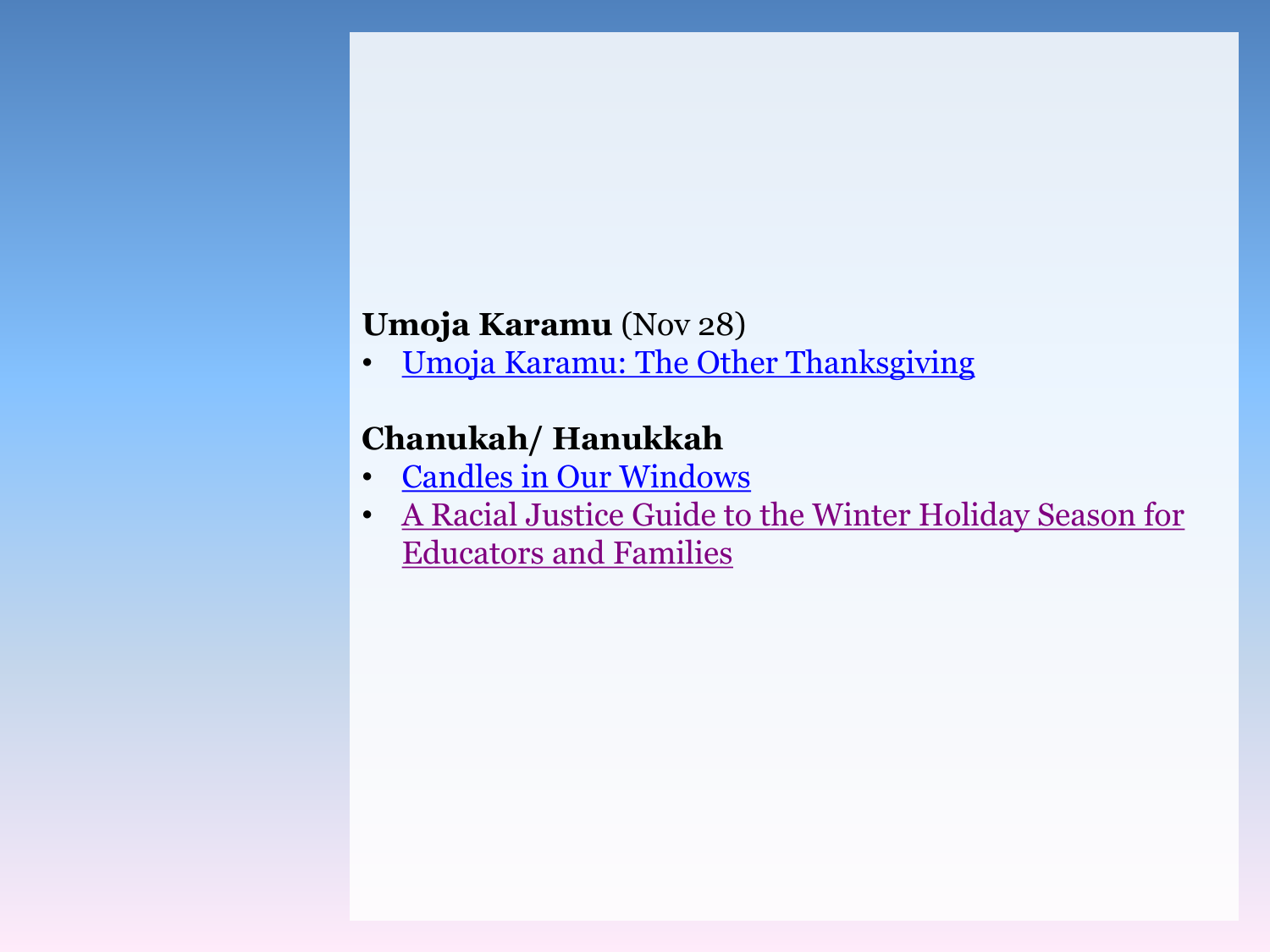**Umoja Karamu** (Nov 28)

- Umoja Karamu: The Other Thanksgiving

**Chanukah/ Hanukkah**

- Candles in Our Windows
- A Racial Justice Guide to the Winter Holiday Season for Educators and Families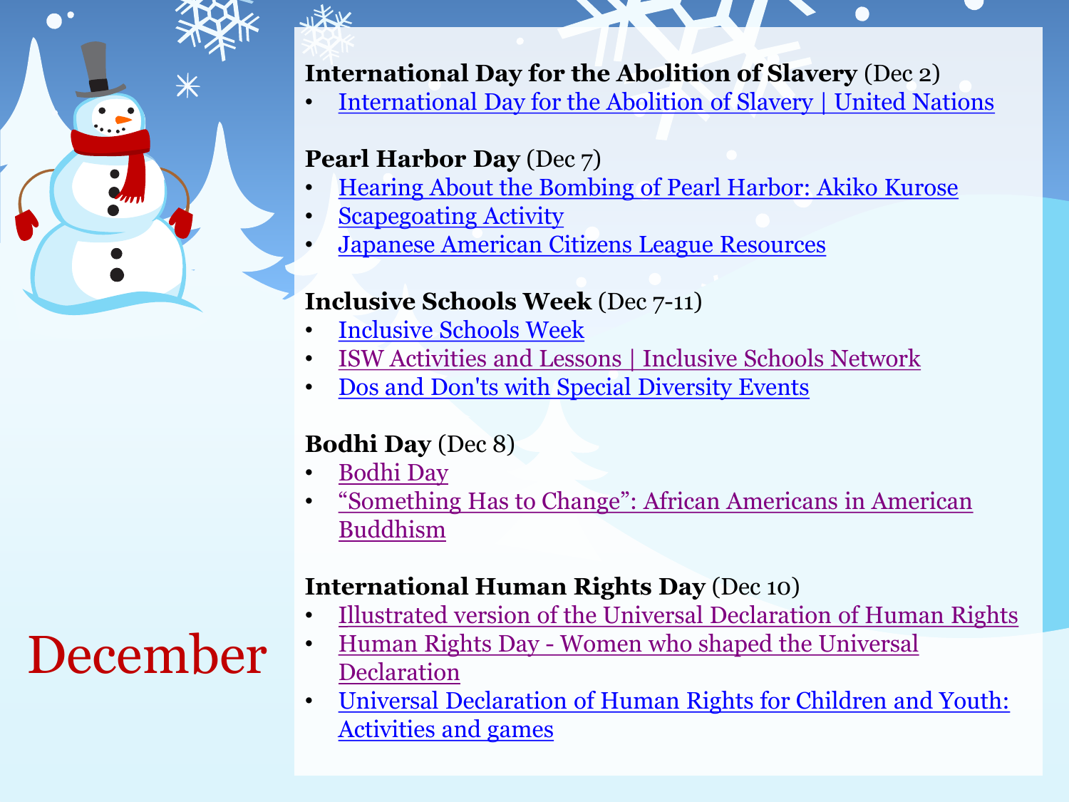# December

**International Day for the Abolition of Slavery** (Dec 2)

- International Day for the Abolition of Slavery | United Nations

**Pearl Harbor Day** (Dec 7)

- Hearing About the Bombing of Pearl Harbor: Akiko Kurose
- Scapegoating Activity
- Japanese American Citizens League Resources

**Inclusive Schools Week** (Dec 7-11)

- Inclusive Schools Week
- ISW Activities and Lessons | Inclusive Schools Network
- Dos and Don'ts with Special Diversity Events

**Bodhi Day** (Dec 8)

- Bodhi Day
- "Something Has to Change": African Americans in American Buddhism

**International Human Rights Day** (Dec 10)

- Illustrated version of the Universal Declaration of Human Rights
- Human Rights Day - Women who shaped the Universal Declaration
- Universal Declaration of Human Rights for Children and Youth: Activities and games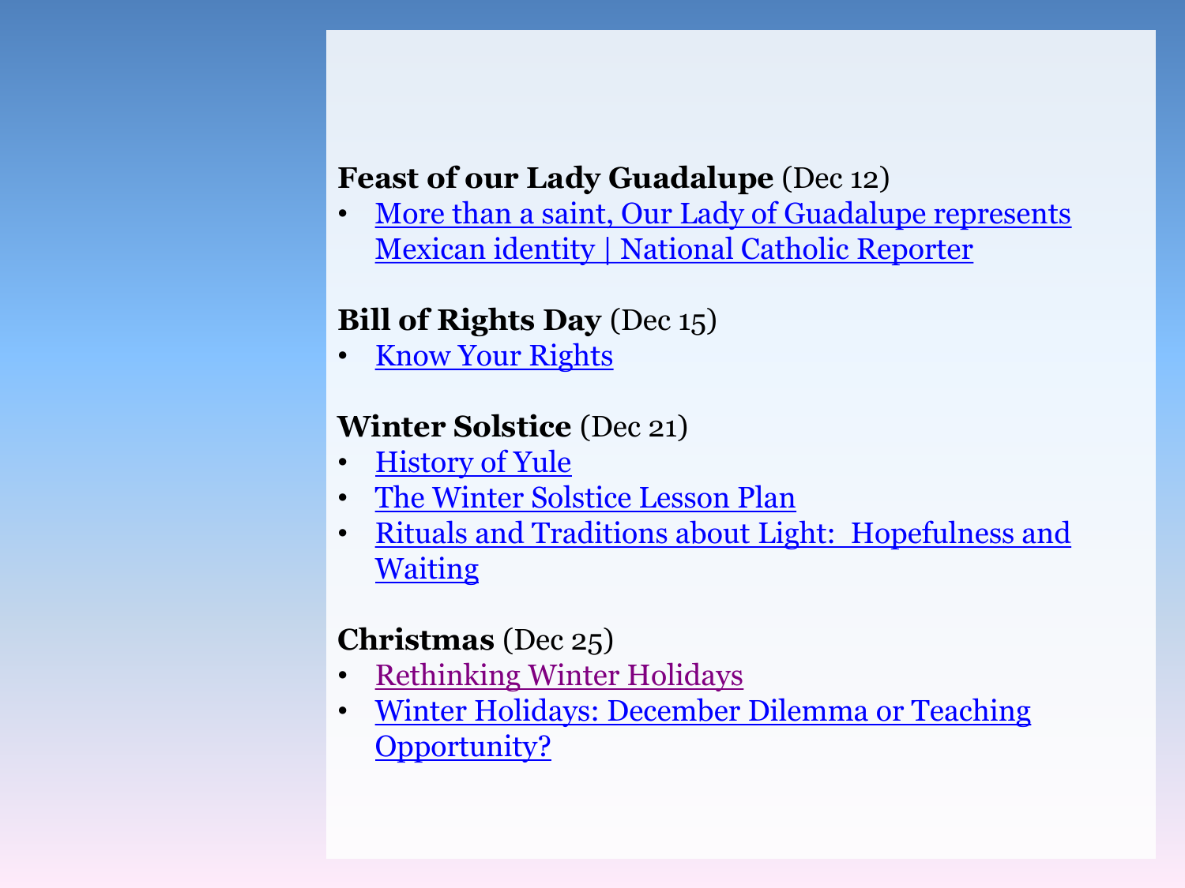**Feast of our Lady Guadalupe** (Dec 12)

- More than a saint, Our Lady of Guadalupe represents Mexican identity | National Catholic Reporter

**Bill of Rights Day** (Dec 15)

- Know Your Rights

**Winter Solstice** (Dec 21)

- History of Yule
- The Winter Solstice Lesson Plan
- Rituals and Traditions about Light: Hopefulness and Waiting

**Christmas** (Dec 25)

- Rethinking Winter Holidays
- Winter Holidays: December Dilemma or Teaching Opportunity?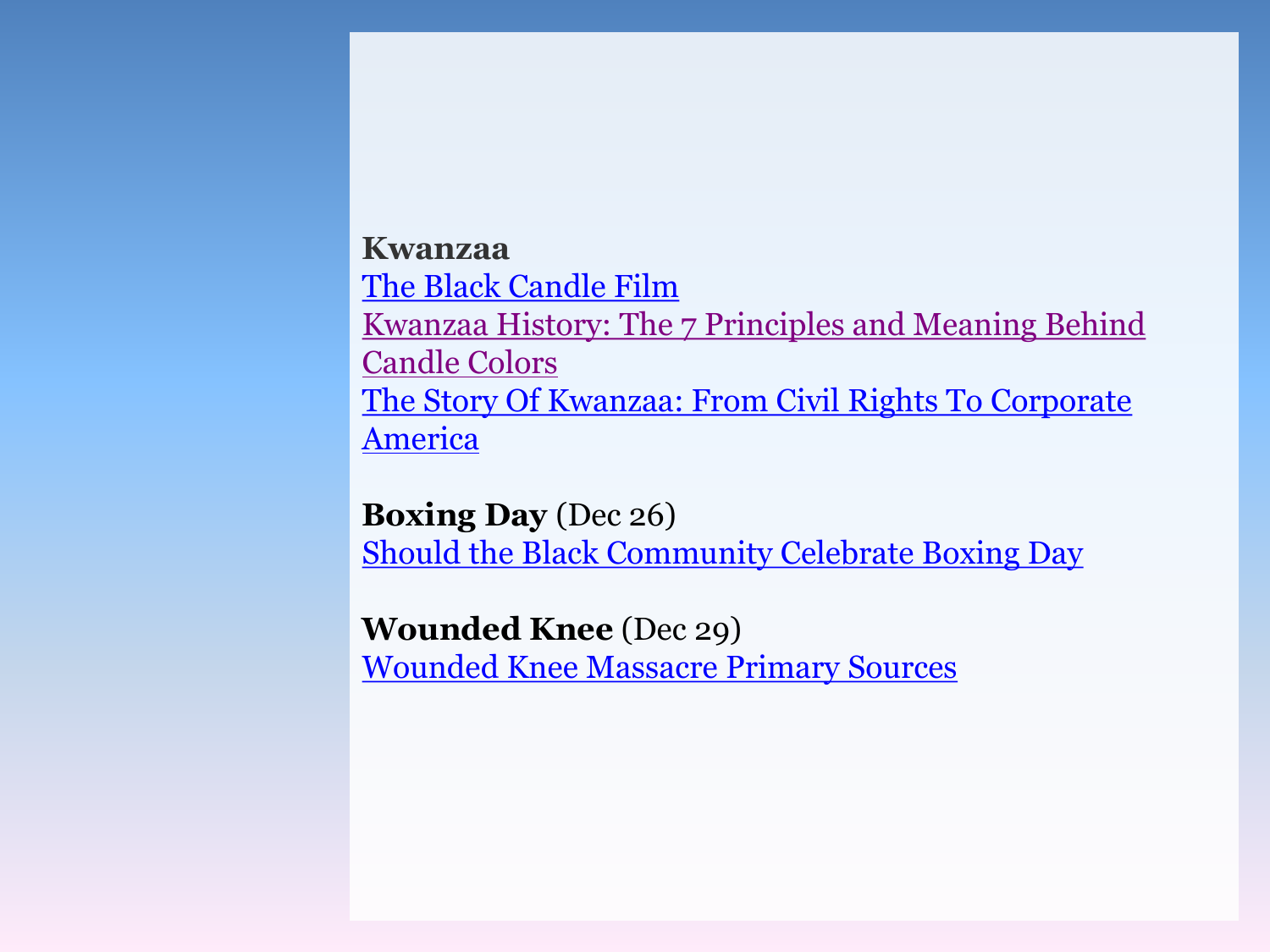**Kwanzaa**
The Black Candle Film
Kwanzaa History: The 7 Principles and Meaning Behind Candle Colors
The Story Of Kwanzaa: From Civil Rights To Corporate America

**Boxing Day** (Dec 26)
Should the Black Community Celebrate Boxing Day

**Wounded Knee** (Dec 29)
Wounded Knee Massacre Primary Sources